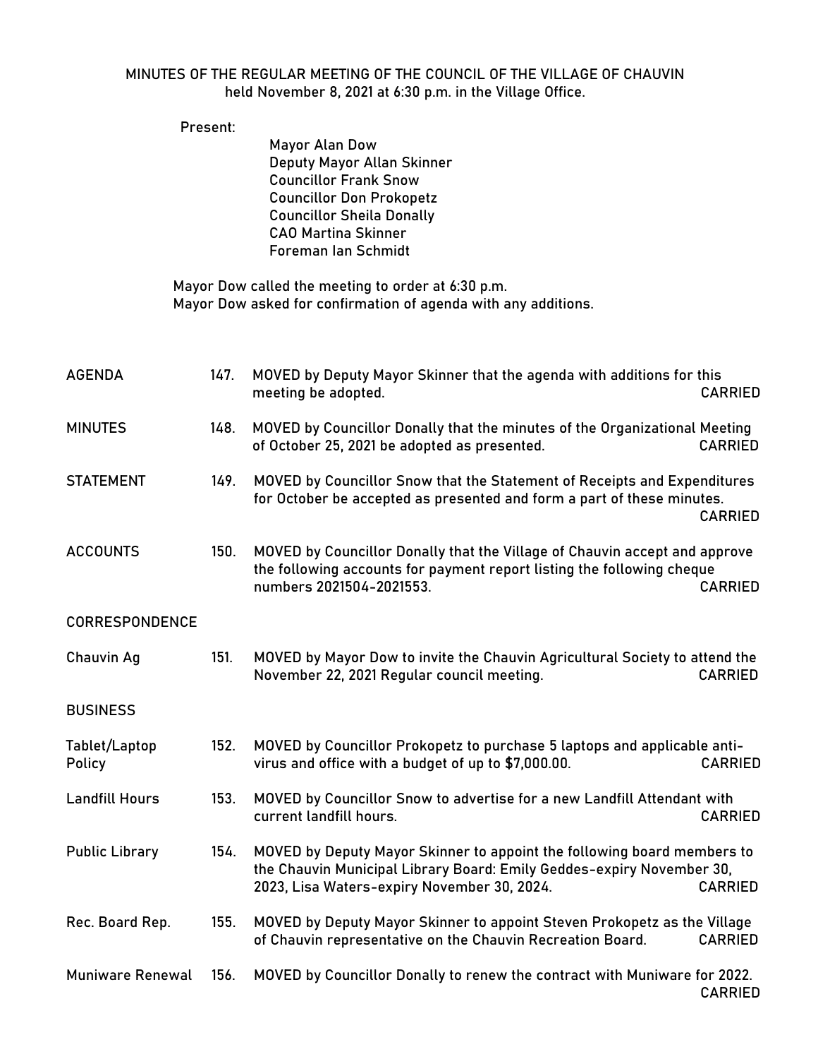# MINUTES OF THE REGULAR MEETING OF THE COUNCIL OF THE VILLAGE OF CHAUVIN

held November 8, 2021 at 6:30 p.m. in the Village Office.

Present:

Mayor Alan Dow
Deputy Mayor Allan Skinner
Councillor Frank Snow
Councillor Don Prokopetz
Councillor Sheila Donally
CAO Martina Skinner
Foreman Ian Schmidt

Mayor Dow called the meeting to order at 6:30 p.m.
Mayor Dow asked for confirmation of agenda with any additions.

| | | | |
|---|---|---|---|
| AGENDA | 147. | MOVED by Deputy Mayor Skinner that the agenda with additions for this meeting be adopted. | CARRIED |
| MINUTES | 148. | MOVED by Councillor Donally that the minutes of the Organizational Meeting of October 25, 2021 be adopted as presented. | CARRIED |
| STATEMENT | 149. | MOVED by Councillor Snow that the Statement of Receipts and Expenditures for October be accepted as presented and form a part of these minutes. | CARRIED |
| ACCOUNTS | 150. | MOVED by Councillor Donally that the Village of Chauvin accept and approve the following accounts for payment report listing the following cheque numbers 2021504-2021553. | CARRIED |

CORRESPONDENCE

| | | | |
|---|---|---|---|
| Chauvin Ag | 151. | MOVED by Mayor Dow to invite the Chauvin Agricultural Society to attend the November 22, 2021 Regular council meeting. | CARRIED |

BUSINESS

| | | | |
|---|---|---|---|
| Tablet/Laptop Policy | 152. | MOVED by Councillor Prokopetz to purchase 5 laptops and applicable anti-virus and office with a budget of up to $7,000.00. | CARRIED |
| Landfill Hours | 153. | MOVED by Councillor Snow to advertise for a new Landfill Attendant with current landfill hours. | CARRIED |
| Public Library | 154. | MOVED by Deputy Mayor Skinner to appoint the following board members to the Chauvin Municipal Library Board: Emily Geddes-expiry November 30, 2023, Lisa Waters-expiry November 30, 2024. | CARRIED |
| Rec. Board Rep. | 155. | MOVED by Deputy Mayor Skinner to appoint Steven Prokopetz as the Village of Chauvin representative on the Chauvin Recreation Board. | CARRIED |
| Muniware Renewal | 156. | MOVED by Councillor Donally to renew the contract with Muniware for 2022. | CARRIED |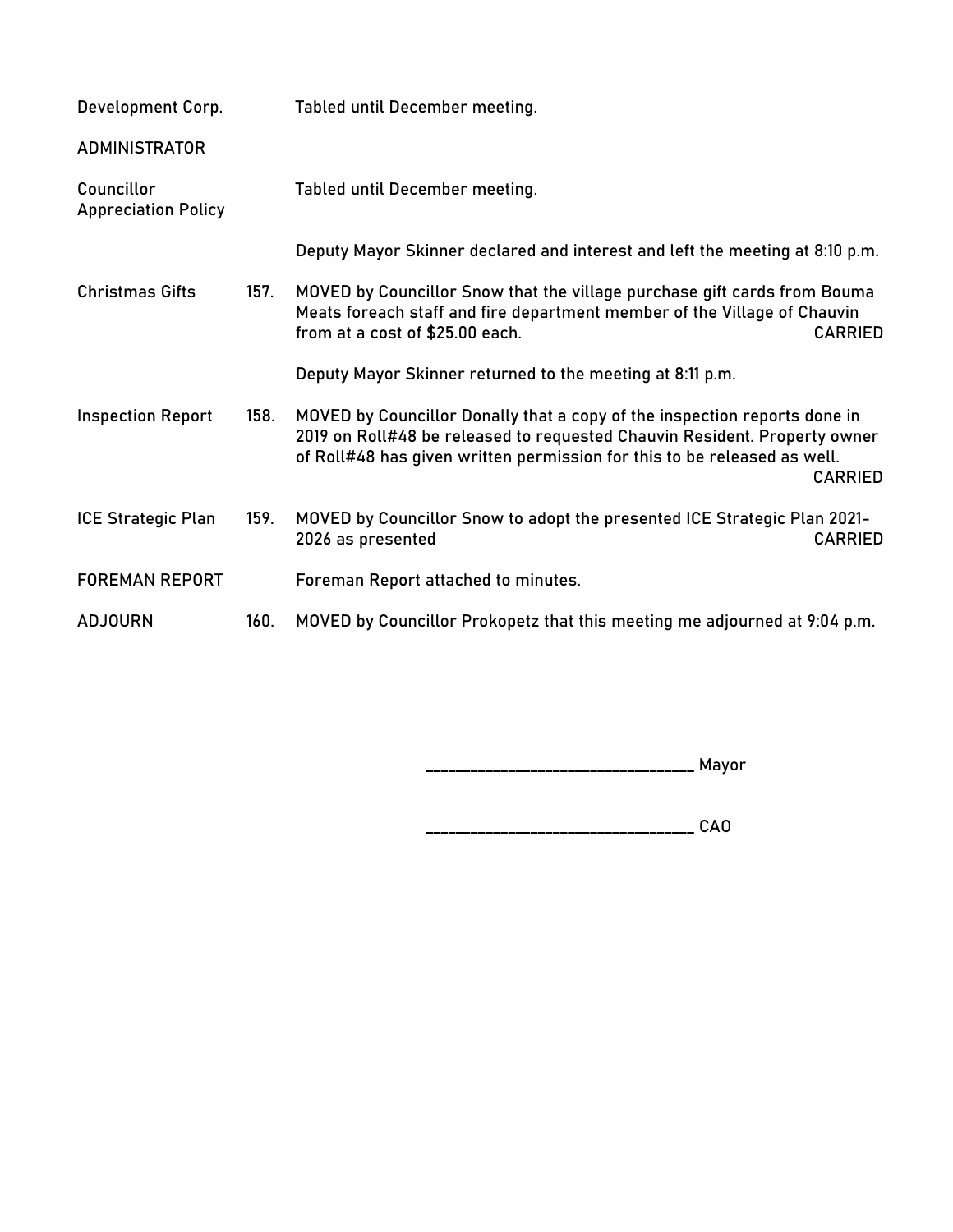| | | |
|---|---|---|
| Development Corp. | | Tabled until December meeting. |
| ADMINISTRATOR | | |
| Councillor Appreciation Policy | | Tabled until December meeting. |
| | | Deputy Mayor Skinner declared and interest and left the meeting at 8:10 p.m. |
| Christmas Gifts | 157. | MOVED by Councillor Snow that the village purchase gift cards from Bouma Meats foreach staff and fire department member of the Village of Chauvin from at a cost of $25.00 each. CARRIED |
| | | Deputy Mayor Skinner returned to the meeting at 8:11 p.m. |
| Inspection Report | 158. | MOVED by Councillor Donally that a copy of the inspection reports done in 2019 on Roll#48 be released to requested Chauvin Resident. Property owner of Roll#48 has given written permission for this to be released as well. CARRIED |
| ICE Strategic Plan | 159. | MOVED by Councillor Snow to adopt the presented ICE Strategic Plan 2021-2026 as presented CARRIED |
| FOREMAN REPORT | | Foreman Report attached to minutes. |
| ADJOURN | 160. | MOVED by Councillor Prokopetz that this meeting me adjourned at 9:04 p.m. |

_________________________________ Mayor

_________________________________ CAO